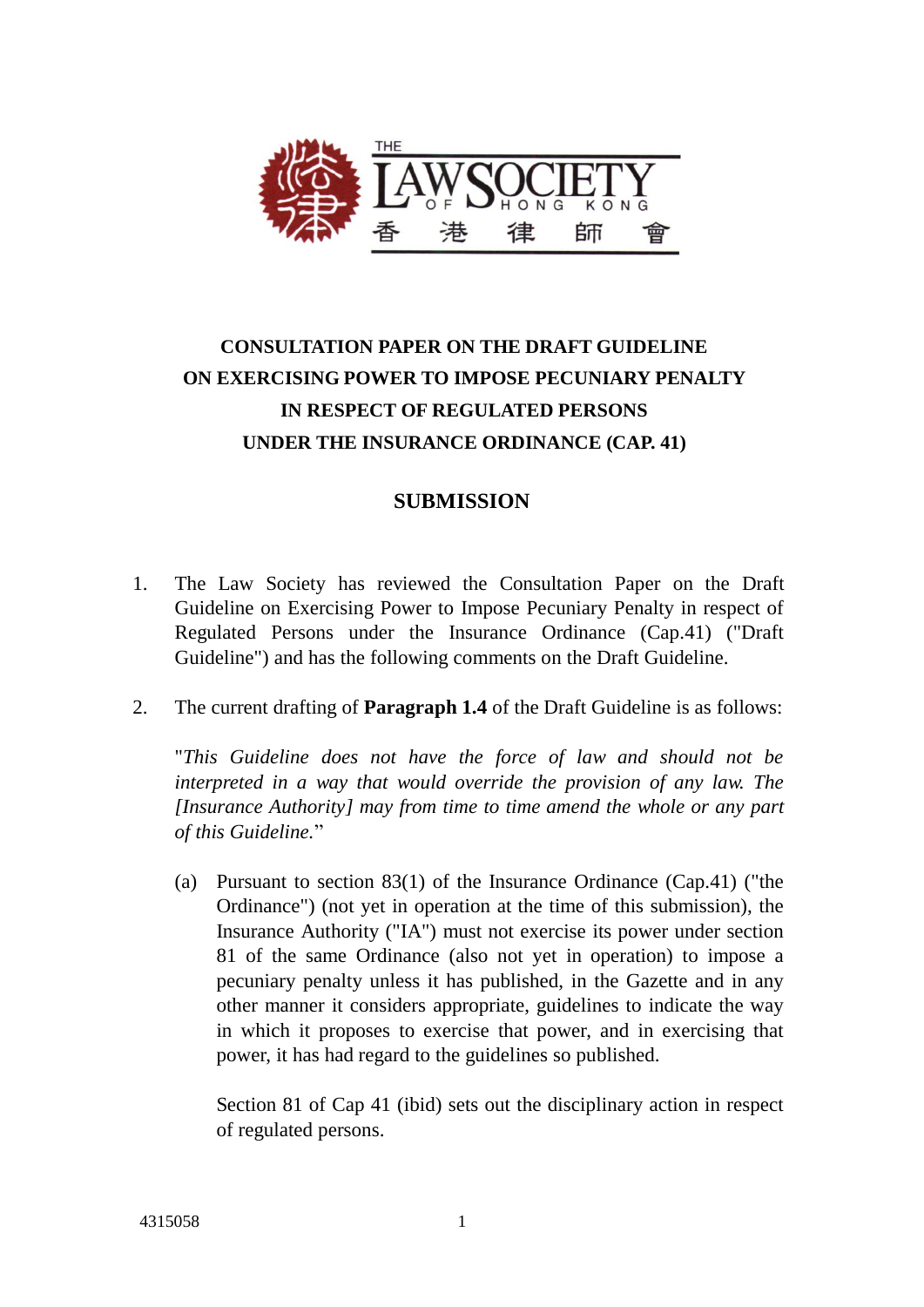THE LAW SOCIETY OF HONG KONG
香港律師會

# CONSULTATION PAPER ON THE DRAFT GUIDELINE ON EXERCISING POWER TO IMPOSE PECUNIARY PENALTY IN RESPECT OF REGULATED PERSONS UNDER THE INSURANCE ORDINANCE (CAP. 41)

## SUBMISSION

1. The Law Society has reviewed the Consultation Paper on the Draft Guideline on Exercising Power to Impose Pecuniary Penalty in respect of Regulated Persons under the Insurance Ordinance (Cap.41) ("Draft Guideline") and has the following comments on the Draft Guideline.

2. The current drafting of **Paragraph 1.4** of the Draft Guideline is as follows:

   "*This Guideline does not have the force of law and should not be interpreted in a way that would override the provision of any law. The [Insurance Authority] may from time to time amend the whole or any part of this Guideline.*"

   (a) Pursuant to section 83(1) of the Insurance Ordinance (Cap.41) ("the Ordinance") (not yet in operation at the time of this submission), the Insurance Authority ("IA") must not exercise its power under section 81 of the same Ordinance (also not yet in operation) to impose a pecuniary penalty unless it has published, in the Gazette and in any other manner it considers appropriate, guidelines to indicate the way in which it proposes to exercise that power, and in exercising that power, it has had regard to the guidelines so published.

   Section 81 of Cap 41 (ibid) sets out the disciplinary action in respect of regulated persons.

4315058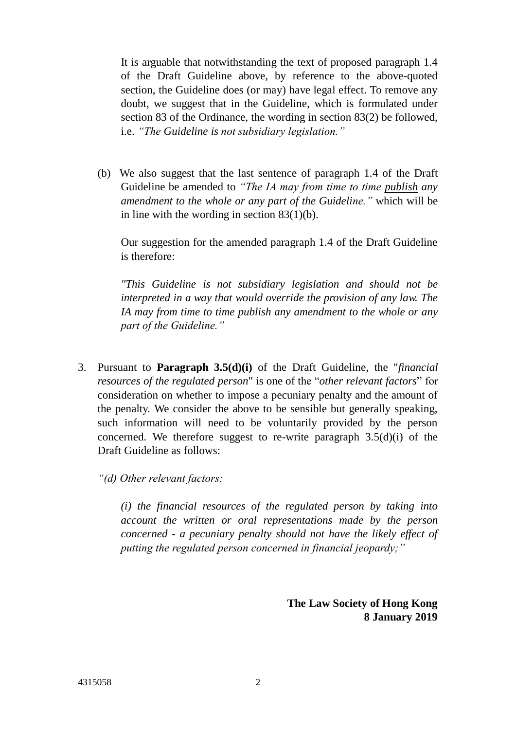It is arguable that notwithstanding the text of proposed paragraph 1.4 of the Draft Guideline above, by reference to the above-quoted section, the Guideline does (or may) have legal effect. To remove any doubt, we suggest that in the Guideline, which is formulated under section 83 of the Ordinance, the wording in section 83(2) be followed, i.e. *"The Guideline is not subsidiary legislation."*

(b) We also suggest that the last sentence of paragraph 1.4 of the Draft Guideline be amended to *"The IA may from time to time <u>publish</u> any amendment to the whole or any part of the Guideline."* which will be in line with the wording in section 83(1)(b).

Our suggestion for the amended paragraph 1.4 of the Draft Guideline is therefore:

*"This Guideline is not subsidiary legislation and should not be interpreted in a way that would override the provision of any law. The IA may from time to time publish any amendment to the whole or any part of the Guideline."*

3. Pursuant to **Paragraph 3.5(d)(i)** of the Draft Guideline, the "*financial resources of the regulated person*" is one of the "*other relevant factors*" for consideration on whether to impose a pecuniary penalty and the amount of the penalty. We consider the above to be sensible but generally speaking, such information will need to be voluntarily provided by the person concerned. We therefore suggest to re-write paragraph 3.5(d)(i) of the Draft Guideline as follows:

*"(d) Other relevant factors:*

*(i) the financial resources of the regulated person by taking into account the written or oral representations made by the person concerned - a pecuniary penalty should not have the likely effect of putting the regulated person concerned in financial jeopardy;"*

**The Law Society of Hong Kong**
**8 January 2019**

4315058